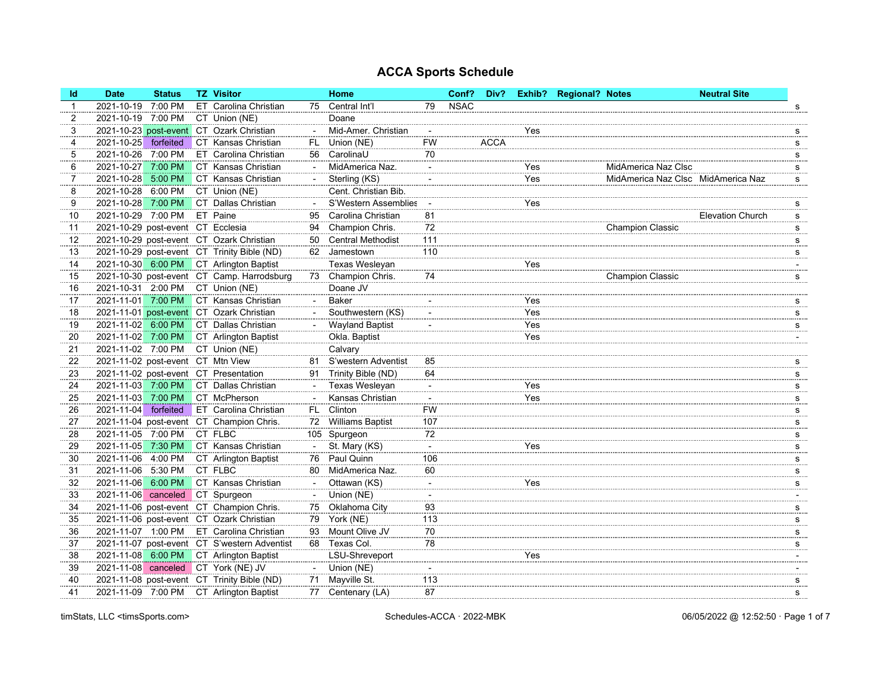# ACCA Sports Schedule

| Id | Date | Status | TZ | Visitor | | Home | | Conf? | Div? | Exhib? | Regional? | Notes | Neutral Site | |
|---|---|---|---|---|---|---|---|---|---|---|---|---|---|---|
| 1 | 2021-10-19 | 7:00 PM | ET | Carolina Christian | 75 | Central Int'l | 79 | NSAC | | | | | | s |
| 2 | 2021-10-19 | 7:00 PM | CT | Union (NE) | | Doane | | | | | | | | |
| 3 | 2021-10-23 | post-event | CT | Ozark Christian | - | Mid-Amer. Christian | - | | | Yes | | | | s |
| 4 | 2021-10-25 | forfeited | CT | Kansas Christian | FL | Union (NE) | FW | | ACCA | | | | | s |
| 5 | 2021-10-26 | 7:00 PM | ET | Carolina Christian | 56 | CarolinaU | 70 | | | | | | | s |
| 6 | 2021-10-27 | 7:00 PM | CT | Kansas Christian | - | MidAmerica Naz. | - | | | Yes | | MidAmerica Naz Clsc | | s |
| 7 | 2021-10-28 | 5:00 PM | CT | Kansas Christian | - | Sterling (KS) | - | | | Yes | | MidAmerica Naz Clsc | MidAmerica Naz | s |
| 8 | 2021-10-28 | 6:00 PM | CT | Union (NE) | | Cent. Christian Bib. | | | | | | | | |
| 9 | 2021-10-28 | 7:00 PM | CT | Dallas Christian | - | S'Western Assemblies | - | | | Yes | | | | s |
| 10 | 2021-10-29 | 7:00 PM | ET | Paine | 95 | Carolina Christian | 81 | | | | | | Elevation Church | s |
| 11 | 2021-10-29 | post-event | CT | Ecclesia | 94 | Champion Chris. | 72 | | | | | Champion Classic | | s |
| 12 | 2021-10-29 | post-event | CT | Ozark Christian | 50 | Central Methodist | 111 | | | | | | | s |
| 13 | 2021-10-29 | post-event | CT | Trinity Bible (ND) | 62 | Jamestown | 110 | | | | | | | s |
| 14 | 2021-10-30 | 6:00 PM | CT | Arlington Baptist | | Texas Wesleyan | | | | Yes | | | | - |
| 15 | 2021-10-30 | post-event | CT | Camp. Harrodsburg | 73 | Champion Chris. | 74 | | | | | Champion Classic | | s |
| 16 | 2021-10-31 | 2:00 PM | CT | Union (NE) | | Doane JV | | | | | | | | |
| 17 | 2021-11-01 | 7:00 PM | CT | Kansas Christian | - | Baker | - | | | Yes | | | | s |
| 18 | 2021-11-01 | post-event | CT | Ozark Christian | - | Southwestern (KS) | - | | | Yes | | | | s |
| 19 | 2021-11-02 | 6:00 PM | CT | Dallas Christian | - | Wayland Baptist | - | | | Yes | | | | s |
| 20 | 2021-11-02 | 7:00 PM | CT | Arlington Baptist | | Okla. Baptist | | | | Yes | | | | - |
| 21 | 2021-11-02 | 7:00 PM | CT | Union (NE) | | Calvary | | | | | | | | |
| 22 | 2021-11-02 | post-event | CT | Mtn View | 81 | S'western Adventist | 85 | | | | | | | s |
| 23 | 2021-11-02 | post-event | CT | Presentation | 91 | Trinity Bible (ND) | 64 | | | | | | | s |
| 24 | 2021-11-03 | 7:00 PM | CT | Dallas Christian | - | Texas Wesleyan | - | | | Yes | | | | s |
| 25 | 2021-11-03 | 7:00 PM | CT | McPherson | - | Kansas Christian | - | | | Yes | | | | s |
| 26 | 2021-11-04 | forfeited | ET | Carolina Christian | FL | Clinton | FW | | | | | | | s |
| 27 | 2021-11-04 | post-event | CT | Champion Chris. | 72 | Williams Baptist | 107 | | | | | | | s |
| 28 | 2021-11-05 | 7:00 PM | CT | FLBC | 105 | Spurgeon | 72 | | | | | | | s |
| 29 | 2021-11-05 | 7:30 PM | CT | Kansas Christian | - | St. Mary (KS) | - | | | Yes | | | | s |
| 30 | 2021-11-06 | 4:00 PM | CT | Arlington Baptist | 76 | Paul Quinn | 106 | | | | | | | s |
| 31 | 2021-11-06 | 5:30 PM | CT | FLBC | 80 | MidAmerica Naz. | 60 | | | | | | | s |
| 32 | 2021-11-06 | 6:00 PM | CT | Kansas Christian | - | Ottawan (KS) | - | | | Yes | | | | s |
| 33 | 2021-11-06 | canceled | CT | Spurgeon | - | Union (NE) | - | | | | | | | - |
| 34 | 2021-11-06 | post-event | CT | Champion Chris. | 75 | Oklahoma City | 93 | | | | | | | s |
| 35 | 2021-11-06 | post-event | CT | Ozark Christian | 79 | York (NE) | 113 | | | | | | | s |
| 36 | 2021-11-07 | 1:00 PM | ET | Carolina Christian | 93 | Mount Olive JV | 70 | | | | | | | s |
| 37 | 2021-11-07 | post-event | CT | S'western Adventist | 68 | Texas Col. | 78 | | | | | | | s |
| 38 | 2021-11-08 | 6:00 PM | CT | Arlington Baptist | | LSU-Shreveport | | | | Yes | | | | - |
| 39 | 2021-11-08 | canceled | CT | York (NE) JV | - | Union (NE) | - | | | | | | | - |
| 40 | 2021-11-08 | post-event | CT | Trinity Bible (ND) | 71 | Mayville St. | 113 | | | | | | | s |
| 41 | 2021-11-09 | 7:00 PM | CT | Arlington Baptist | 77 | Centenary (LA) | 87 | | | | | | | s |

timStats, LLC <timsSports.com> Schedules-ACCA · 2022-MBK 06/05/2022 @ 12:52:50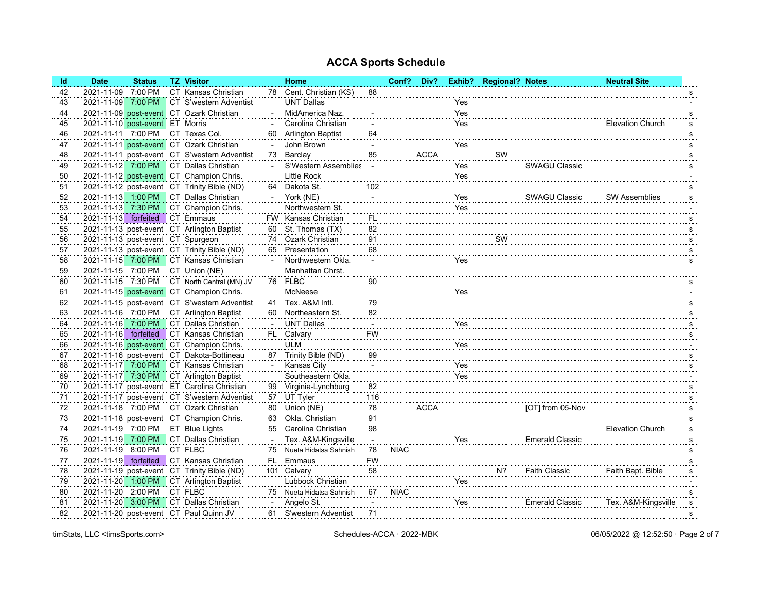# ACCA Sports Schedule

| Id | Date | Status | TZ | Visitor | | Home | | Conf? | Div? | Exhib? | Regional? | Notes | Neutral Site | |
|---|---|---|---|---|---|---|---|---|---|---|---|---|---|---|
| 42 | 2021-11-09 | 7:00 PM | CT | Kansas Christian | 78 | Cent. Christian (KS) | 88 | | | | | | | s |
| 43 | 2021-11-09 | 7:00 PM | CT | S'western Adventist | | UNT Dallas | | | | Yes | | | | - |
| 44 | 2021-11-09 | post-event | CT | Ozark Christian | - | MidAmerica Naz. | - | | | Yes | | | | s |
| 45 | 2021-11-10 | post-event | ET | Morris | - | Carolina Christian | - | | | Yes | | | Elevation Church | s |
| 46 | 2021-11-11 | 7:00 PM | CT | Texas Col. | 60 | Arlington Baptist | 64 | | | | | | | s |
| 47 | 2021-11-11 | post-event | CT | Ozark Christian | - | John Brown | - | | | Yes | | | | s |
| 48 | 2021-11-11 | post-event | CT | S'western Adventist | 73 | Barclay | 85 | | ACCA | | SW | | | s |
| 49 | 2021-11-12 | 7:00 PM | CT | Dallas Christian | - | S'Western Assemblies | - | | | Yes | | SWAGU Classic | | s |
| 50 | 2021-11-12 | post-event | CT | Champion Chris. | | Little Rock | | | | Yes | | | | - |
| 51 | 2021-11-12 | post-event | CT | Trinity Bible (ND) | 64 | Dakota St. | 102 | | | | | | | s |
| 52 | 2021-11-13 | 1:00 PM | CT | Dallas Christian | - | York (NE) | - | | | Yes | | SWAGU Classic | SW Assemblies | s |
| 53 | 2021-11-13 | 7:30 PM | CT | Champion Chris. | | Northwestern St. | | | | Yes | | | | - |
| 54 | 2021-11-13 | forfeited | CT | Emmaus | FW | Kansas Christian | FL | | | | | | | s |
| 55 | 2021-11-13 | post-event | CT | Arlington Baptist | 60 | St. Thomas (TX) | 82 | | | | | | | s |
| 56 | 2021-11-13 | post-event | CT | Spurgeon | 74 | Ozark Christian | 91 | | | | SW | | | s |
| 57 | 2021-11-13 | post-event | CT | Trinity Bible (ND) | 65 | Presentation | 68 | | | | | | | s |
| 58 | 2021-11-15 | 7:00 PM | CT | Kansas Christian | - | Northwestern Okla. | - | | | Yes | | | | s |
| 59 | 2021-11-15 | 7:00 PM | CT | Union (NE) | | Manhattan Chrst. | | | | | | | | |
| 60 | 2021-11-15 | 7:30 PM | CT | North Central (MN) JV | 76 | FLBC | 90 | | | | | | | s |
| 61 | 2021-11-15 | post-event | CT | Champion Chris. | | McNeese | | | | Yes | | | | - |
| 62 | 2021-11-15 | post-event | CT | S'western Adventist | 41 | Tex. A&M Intl. | 79 | | | | | | | s |
| 63 | 2021-11-16 | 7:00 PM | CT | Arlington Baptist | 60 | Northeastern St. | 82 | | | | | | | s |
| 64 | 2021-11-16 | 7:00 PM | CT | Dallas Christian | - | UNT Dallas | - | | | Yes | | | | s |
| 65 | 2021-11-16 | forfeited | CT | Kansas Christian | FL | Calvary | FW | | | | | | | s |
| 66 | 2021-11-16 | post-event | CT | Champion Chris. | | ULM | | | | Yes | | | | - |
| 67 | 2021-11-16 | post-event | CT | Dakota-Bottineau | 87 | Trinity Bible (ND) | 99 | | | | | | | s |
| 68 | 2021-11-17 | 7:00 PM | CT | Kansas Christian | - | Kansas City | - | | | Yes | | | | s |
| 69 | 2021-11-17 | 7:30 PM | CT | Arlington Baptist | | Southeastern Okla. | | | | Yes | | | | - |
| 70 | 2021-11-17 | post-event | ET | Carolina Christian | 99 | Virginia-Lynchburg | 82 | | | | | | | s |
| 71 | 2021-11-17 | post-event | CT | S'western Adventist | 57 | UT Tyler | 116 | | | | | | | s |
| 72 | 2021-11-18 | 7:00 PM | CT | Ozark Christian | 80 | Union (NE) | 78 | | ACCA | | | [OT] from 05-Nov | | s |
| 73 | 2021-11-18 | post-event | CT | Champion Chris. | 63 | Okla. Christian | 91 | | | | | | | s |
| 74 | 2021-11-19 | 7:00 PM | ET | Blue Lights | 55 | Carolina Christian | 98 | | | | | | Elevation Church | s |
| 75 | 2021-11-19 | 7:00 PM | CT | Dallas Christian | - | Tex. A&M-Kingsville | - | | | Yes | | Emerald Classic | | s |
| 76 | 2021-11-19 | 8:00 PM | CT | FLBC | 75 | Nueta Hidatsa Sahnish | 78 | NIAC | | | | | | s |
| 77 | 2021-11-19 | forfeited | CT | Kansas Christian | FL | Emmaus | FW | | | | | | | s |
| 78 | 2021-11-19 | post-event | CT | Trinity Bible (ND) | 101 | Calvary | 58 | | | | N? | Faith Classic | Faith Bapt. Bible | s |
| 79 | 2021-11-20 | 1:00 PM | CT | Arlington Baptist | | Lubbock Christian | | | | Yes | | | | - |
| 80 | 2021-11-20 | 2:00 PM | CT | FLBC | 75 | Nueta Hidatsa Sahnish | 67 | NIAC | | | | | | s |
| 81 | 2021-11-20 | 3:00 PM | CT | Dallas Christian | - | Angelo St. | - | | | Yes | | Emerald Classic | Tex. A&M-Kingsville | s |
| 82 | 2021-11-20 | post-event | CT | Paul Quinn JV | 61 | S'western Adventist | 71 | | | | | | | s |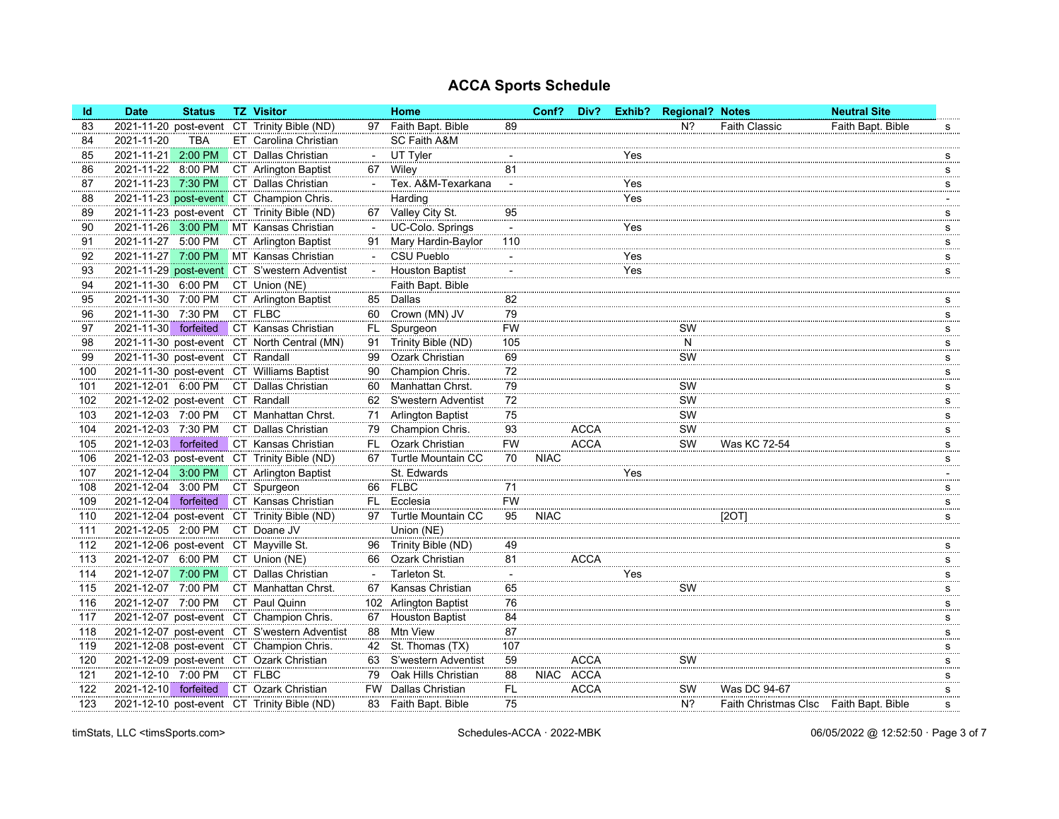# ACCA Sports Schedule

| Id | Date | Status | TZ | Visitor | | Home | | Conf? | Div? | Exhib? | Regional? | Notes | Neutral Site | |
|---|---|---|---|---|---|---|---|---|---|---|---|---|---|---|
| 83 | 2021-11-20 | post-event | CT | Trinity Bible (ND) | 97 | Faith Bapt. Bible | 89 | | | | N? | Faith Classic | Faith Bapt. Bible | s |
| 84 | 2021-11-20 | TBA | ET | Carolina Christian | | SC Faith A&M | | | | | | | | |
| 85 | 2021-11-21 | 2:00 PM | CT | Dallas Christian | - | UT Tyler | - | | | Yes | | | | s |
| 86 | 2021-11-22 | 8:00 PM | CT | Arlington Baptist | 67 | Wiley | 81 | | | | | | | s |
| 87 | 2021-11-23 | 7:30 PM | CT | Dallas Christian | - | Tex. A&M-Texarkana | - | | | Yes | | | | s |
| 88 | 2021-11-23 | post-event | CT | Champion Chris. | | Harding | | | | Yes | | | | - |
| 89 | 2021-11-23 | post-event | CT | Trinity Bible (ND) | 67 | Valley City St. | 95 | | | | | | | s |
| 90 | 2021-11-26 | 3:00 PM | MT | Kansas Christian | - | UC-Colo. Springs | - | | | Yes | | | | s |
| 91 | 2021-11-27 | 5:00 PM | CT | Arlington Baptist | 91 | Mary Hardin-Baylor | 110 | | | | | | | s |
| 92 | 2021-11-27 | 7:00 PM | MT | Kansas Christian | - | CSU Pueblo | - | | | Yes | | | | s |
| 93 | 2021-11-29 | post-event | CT | S'western Adventist | - | Houston Baptist | - | | | Yes | | | | s |
| 94 | 2021-11-30 | 6:00 PM | CT | Union (NE) | | Faith Bapt. Bible | | | | | | | | |
| 95 | 2021-11-30 | 7:00 PM | CT | Arlington Baptist | 85 | Dallas | 82 | | | | | | | s |
| 96 | 2021-11-30 | 7:30 PM | CT | FLBC | 60 | Crown (MN) JV | 79 | | | | | | | s |
| 97 | 2021-11-30 | forfeited | CT | Kansas Christian | FL | Spurgeon | FW | | | | SW | | | s |
| 98 | 2021-11-30 | post-event | CT | North Central (MN) | 91 | Trinity Bible (ND) | 105 | | | | N | | | s |
| 99 | 2021-11-30 | post-event | CT | Randall | 99 | Ozark Christian | 69 | | | | SW | | | s |
| 100 | 2021-11-30 | post-event | CT | Williams Baptist | 90 | Champion Chris. | 72 | | | | | | | s |
| 101 | 2021-12-01 | 6:00 PM | CT | Dallas Christian | 60 | Manhattan Chrst. | 79 | | | | SW | | | s |
| 102 | 2021-12-02 | post-event | CT | Randall | 62 | S'western Adventist | 72 | | | | SW | | | s |
| 103 | 2021-12-03 | 7:00 PM | CT | Manhattan Chrst. | 71 | Arlington Baptist | 75 | | | | SW | | | s |
| 104 | 2021-12-03 | 7:30 PM | CT | Dallas Christian | 79 | Champion Chris. | 93 | | ACCA | | SW | | | s |
| 105 | 2021-12-03 | forfeited | CT | Kansas Christian | FL | Ozark Christian | FW | | ACCA | | SW | Was KC 72-54 | | s |
| 106 | 2021-12-03 | post-event | CT | Trinity Bible (ND) | 67 | Turtle Mountain CC | 70 | NIAC | | | | | | s |
| 107 | 2021-12-04 | 3:00 PM | CT | Arlington Baptist | | St. Edwards | | | | Yes | | | | - |
| 108 | 2021-12-04 | 3:00 PM | CT | Spurgeon | 66 | FLBC | 71 | | | | | | | s |
| 109 | 2021-12-04 | forfeited | CT | Kansas Christian | FL | Ecclesia | FW | | | | | | | s |
| 110 | 2021-12-04 | post-event | CT | Trinity Bible (ND) | 97 | Turtle Mountain CC | 95 | NIAC | | | | [2OT] | | s |
| 111 | 2021-12-05 | 2:00 PM | CT | Doane JV | | Union (NE) | | | | | | | | |
| 112 | 2021-12-06 | post-event | CT | Mayville St. | 96 | Trinity Bible (ND) | 49 | | | | | | | s |
| 113 | 2021-12-07 | 6:00 PM | CT | Union (NE) | 66 | Ozark Christian | 81 | | ACCA | | | | | s |
| 114 | 2021-12-07 | 7:00 PM | CT | Dallas Christian | - | Tarleton St. | - | | | Yes | | | | s |
| 115 | 2021-12-07 | 7:00 PM | CT | Manhattan Chrst. | 67 | Kansas Christian | 65 | | | | SW | | | s |
| 116 | 2021-12-07 | 7:00 PM | CT | Paul Quinn | 102 | Arlington Baptist | 76 | | | | | | | s |
| 117 | 2021-12-07 | post-event | CT | Champion Chris. | 67 | Houston Baptist | 84 | | | | | | | s |
| 118 | 2021-12-07 | post-event | CT | S'western Adventist | 88 | Mtn View | 87 | | | | | | | s |
| 119 | 2021-12-08 | post-event | CT | Champion Chris. | 42 | St. Thomas (TX) | 107 | | | | | | | s |
| 120 | 2021-12-09 | post-event | CT | Ozark Christian | 63 | S'western Adventist | 59 | | ACCA | | SW | | | s |
| 121 | 2021-12-10 | 7:00 PM | CT | FLBC | 79 | Oak Hills Christian | 88 | NIAC | ACCA | | | | | s |
| 122 | 2021-12-10 | forfeited | CT | Ozark Christian | FW | Dallas Christian | FL | | ACCA | | SW | Was DC 94-67 | | s |
| 123 | 2021-12-10 | post-event | CT | Trinity Bible (ND) | 83 | Faith Bapt. Bible | 75 | | | | N? | Faith Christmas Clsc | Faith Bapt. Bible | s |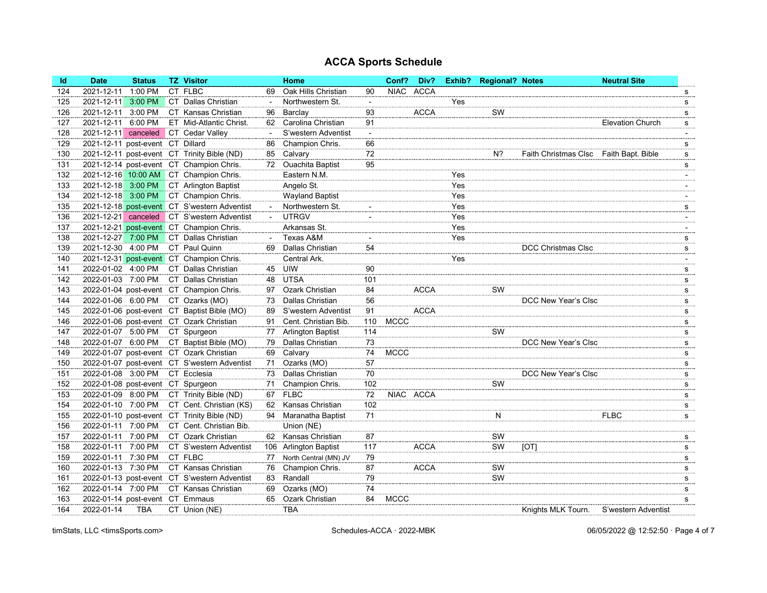# ACCA Sports Schedule

| Id | Date | Status | TZ | Visitor | | Home | | Conf? | Div? | Exhib? | Regional? | Notes | Neutral Site | |
|---|---|---|---|---|---|---|---|---|---|---|---|---|---|---|
| 124 | 2021-12-11 | 1:00 PM | CT | FLBC | 69 | Oak Hills Christian | 90 | NIAC | ACCA | | | | | s |
| 125 | 2021-12-11 | 3:00 PM | CT | Dallas Christian | - | Northwestern St. | - | | | Yes | | | | s |
| 126 | 2021-12-11 | 3:00 PM | CT | Kansas Christian | 96 | Barclay | 93 | | ACCA | | SW | | | s |
| 127 | 2021-12-11 | 6:00 PM | ET | Mid-Atlantic Christ. | 62 | Carolina Christian | 91 | | | | | | Elevation Church | s |
| 128 | 2021-12-11 | canceled | CT | Cedar Valley | - | S'western Adventist | - | | | | | | | - |
| 129 | 2021-12-11 | post-event | CT | Dillard | 86 | Champion Chris. | 66 | | | | | | | s |
| 130 | 2021-12-11 | post-event | CT | Trinity Bible (ND) | 85 | Calvary | 72 | | | | N? | Faith Christmas Clsc | Faith Bapt. Bible | s |
| 131 | 2021-12-14 | post-event | CT | Champion Chris. | 72 | Ouachita Baptist | 95 | | | | | | | s |
| 132 | 2021-12-16 | 10:00 AM | CT | Champion Chris. | | Eastern N.M. | | | | Yes | | | | - |
| 133 | 2021-12-18 | 3:00 PM | CT | Arlington Baptist | | Angelo St. | | | | Yes | | | | - |
| 134 | 2021-12-18 | 3:00 PM | CT | Champion Chris. | | Wayland Baptist | | | | Yes | | | | - |
| 135 | 2021-12-18 | post-event | CT | S'western Adventist | - | Northwestern St. | - | | | Yes | | | | s |
| 136 | 2021-12-21 | canceled | CT | S'western Adventist | - | UTRGV | - | | | Yes | | | | - |
| 137 | 2021-12-21 | post-event | CT | Champion Chris. | | Arkansas St. | | | | Yes | | | | - |
| 138 | 2021-12-27 | 7:00 PM | CT | Dallas Christian | - | Texas A&M | - | | | Yes | | | | s |
| 139 | 2021-12-30 | 4:00 PM | CT | Paul Quinn | 69 | Dallas Christian | 54 | | | | | DCC Christmas Clsc | | s |
| 140 | 2021-12-31 | post-event | CT | Champion Chris. | | Central Ark. | | | | Yes | | | | - |
| 141 | 2022-01-02 | 4:00 PM | CT | Dallas Christian | 45 | UIW | 90 | | | | | | | s |
| 142 | 2022-01-03 | 7:00 PM | CT | Dallas Christian | 48 | UTSA | 101 | | | | | | | s |
| 143 | 2022-01-04 | post-event | CT | Champion Chris. | 97 | Ozark Christian | 84 | | ACCA | | SW | | | s |
| 144 | 2022-01-06 | 6:00 PM | CT | Ozarks (MO) | 73 | Dallas Christian | 56 | | | | | DCC New Year's Clsc | | s |
| 145 | 2022-01-06 | post-event | CT | Baptist Bible (MO) | 89 | S'western Adventist | 91 | | ACCA | | | | | s |
| 146 | 2022-01-06 | post-event | CT | Ozark Christian | 91 | Cent. Christian Bib. | 110 | MCCC | | | | | | s |
| 147 | 2022-01-07 | 5:00 PM | CT | Spurgeon | 77 | Arlington Baptist | 114 | | | | SW | | | s |
| 148 | 2022-01-07 | 6:00 PM | CT | Baptist Bible (MO) | 79 | Dallas Christian | 73 | | | | | DCC New Year's Clsc | | s |
| 149 | 2022-01-07 | post-event | CT | Ozark Christian | 69 | Calvary | 74 | MCCC | | | | | | s |
| 150 | 2022-01-07 | post-event | CT | S'western Adventist | 71 | Ozarks (MO) | 57 | | | | | | | s |
| 151 | 2022-01-08 | 3:00 PM | CT | Ecclesia | 73 | Dallas Christian | 70 | | | | | DCC New Year's Clsc | | s |
| 152 | 2022-01-08 | post-event | CT | Spurgeon | 71 | Champion Chris. | 102 | | | | SW | | | s |
| 153 | 2022-01-09 | 8:00 PM | CT | Trinity Bible (ND) | 67 | FLBC | 72 | NIAC | ACCA | | | | | s |
| 154 | 2022-01-10 | 7:00 PM | CT | Cent. Christian (KS) | 62 | Kansas Christian | 102 | | | | | | | s |
| 155 | 2022-01-10 | post-event | CT | Trinity Bible (ND) | 94 | Maranatha Baptist | 71 | | | | N | | FLBC | s |
| 156 | 2022-01-11 | 7:00 PM | CT | Cent. Christian Bib. | | Union (NE) | | | | | | | | |
| 157 | 2022-01-11 | 7:00 PM | CT | Ozark Christian | 62 | Kansas Christian | 87 | | | | SW | | | s |
| 158 | 2022-01-11 | 7:00 PM | CT | S'western Adventist | 106 | Arlington Baptist | 117 | | ACCA | | SW | [OT] | | s |
| 159 | 2022-01-11 | 7:30 PM | CT | FLBC | 77 | North Central (MN) JV | 79 | | | | | | | s |
| 160 | 2022-01-13 | 7:30 PM | CT | Kansas Christian | 76 | Champion Chris. | 87 | | ACCA | | SW | | | s |
| 161 | 2022-01-13 | post-event | CT | S'western Adventist | 83 | Randall | 79 | | | | SW | | | s |
| 162 | 2022-01-14 | 7:00 PM | CT | Kansas Christian | 69 | Ozarks (MO) | 74 | | | | | | | s |
| 163 | 2022-01-14 | post-event | CT | Emmaus | 65 | Ozark Christian | 84 | MCCC | | | | | | s |
| 164 | 2022-01-14 | TBA | CT | Union (NE) | | TBA | | | | | | Knights MLK Tourn. | S'western Adventist | |

timStats, LLC <timsSports.com> Schedules-ACCA · 2022-MBK 06/05/2022 @ 12:52:50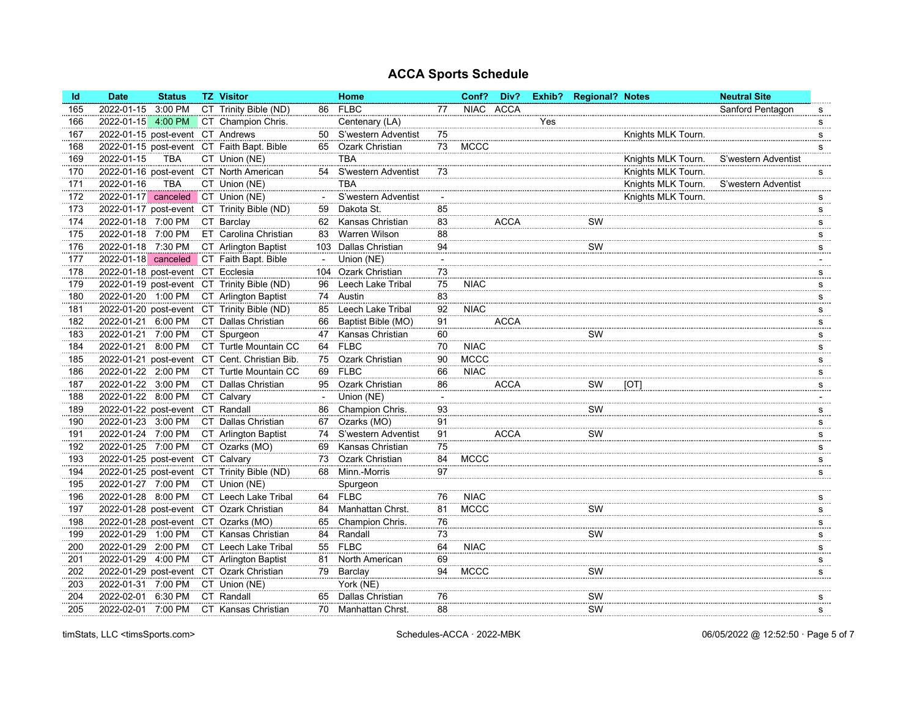# ACCA Sports Schedule

| Id | Date | Status | TZ | Visitor | | Home | | Conf? | Div? | Exhib? | Regional? | Notes | Neutral Site | |
|---|---|---|---|---|---|---|---|---|---|---|---|---|---|---|
| 165 | 2022-01-15 | 3:00 PM | CT | Trinity Bible (ND) | 86 | FLBC | 77 | NIAC | ACCA | | | | Sanford Pentagon | s |
| 166 | 2022-01-15 | 4:00 PM | CT | Champion Chris. | | Centenary (LA) | | | | Yes | | | | s |
| 167 | 2022-01-15 | post-event | CT | Andrews | 50 | S'western Adventist | 75 | | | | | Knights MLK Tourn. | | s |
| 168 | 2022-01-15 | post-event | CT | Faith Bapt. Bible | 65 | Ozark Christian | 73 | MCCC | | | | | | s |
| 169 | 2022-01-15 | TBA | CT | Union (NE) | | TBA | | | | | | Knights MLK Tourn. | S'western Adventist | |
| 170 | 2022-01-16 | post-event | CT | North American | 54 | S'western Adventist | 73 | | | | | Knights MLK Tourn. | | s |
| 171 | 2022-01-16 | TBA | CT | Union (NE) | | TBA | | | | | | Knights MLK Tourn. | S'western Adventist | |
| 172 | 2022-01-17 | canceled | CT | Union (NE) | - | S'western Adventist | - | | | | | Knights MLK Tourn. | | s |
| 173 | 2022-01-17 | post-event | CT | Trinity Bible (ND) | 59 | Dakota St. | 85 | | | | | | | s |
| 174 | 2022-01-18 | 7:00 PM | CT | Barclay | 62 | Kansas Christian | 83 | | ACCA | | SW | | | s |
| 175 | 2022-01-18 | 7:00 PM | ET | Carolina Christian | 83 | Warren Wilson | 88 | | | | | | | s |
| 176 | 2022-01-18 | 7:30 PM | CT | Arlington Baptist | 103 | Dallas Christian | 94 | | | | SW | | | s |
| 177 | 2022-01-18 | canceled | CT | Faith Bapt. Bible | - | Union (NE) | - | | | | | | | - |
| 178 | 2022-01-18 | post-event | CT | Ecclesia | 104 | Ozark Christian | 73 | | | | | | | s |
| 179 | 2022-01-19 | post-event | CT | Trinity Bible (ND) | 96 | Leech Lake Tribal | 75 | NIAC | | | | | | s |
| 180 | 2022-01-20 | 1:00 PM | CT | Arlington Baptist | 74 | Austin | 83 | | | | | | | s |
| 181 | 2022-01-20 | post-event | CT | Trinity Bible (ND) | 85 | Leech Lake Tribal | 92 | NIAC | | | | | | s |
| 182 | 2022-01-21 | 6:00 PM | CT | Dallas Christian | 66 | Baptist Bible (MO) | 91 | | ACCA | | | | | s |
| 183 | 2022-01-21 | 7:00 PM | CT | Spurgeon | 47 | Kansas Christian | 60 | | | | SW | | | s |
| 184 | 2022-01-21 | 8:00 PM | CT | Turtle Mountain CC | 64 | FLBC | 70 | NIAC | | | | | | s |
| 185 | 2022-01-21 | post-event | CT | Cent. Christian Bib. | 75 | Ozark Christian | 90 | MCCC | | | | | | s |
| 186 | 2022-01-22 | 2:00 PM | CT | Turtle Mountain CC | 69 | FLBC | 66 | NIAC | | | | | | s |
| 187 | 2022-01-22 | 3:00 PM | CT | Dallas Christian | 95 | Ozark Christian | 86 | | ACCA | | SW | [OT] | | s |
| 188 | 2022-01-22 | 8:00 PM | CT | Calvary | - | Union (NE) | - | | | | | | | - |
| 189 | 2022-01-22 | post-event | CT | Randall | 86 | Champion Chris. | 93 | | | | SW | | | s |
| 190 | 2022-01-23 | 3:00 PM | CT | Dallas Christian | 67 | Ozarks (MO) | 91 | | | | | | | s |
| 191 | 2022-01-24 | 7:00 PM | CT | Arlington Baptist | 74 | S'western Adventist | 91 | | ACCA | | SW | | | s |
| 192 | 2022-01-25 | 7:00 PM | CT | Ozarks (MO) | 69 | Kansas Christian | 75 | | | | | | | s |
| 193 | 2022-01-25 | post-event | CT | Calvary | 73 | Ozark Christian | 84 | MCCC | | | | | | s |
| 194 | 2022-01-25 | post-event | CT | Trinity Bible (ND) | 68 | Minn.-Morris | 97 | | | | | | | s |
| 195 | 2022-01-27 | 7:00 PM | CT | Union (NE) | | Spurgeon | | | | | | | | |
| 196 | 2022-01-28 | 8:00 PM | CT | Leech Lake Tribal | 64 | FLBC | 76 | NIAC | | | | | | s |
| 197 | 2022-01-28 | post-event | CT | Ozark Christian | 84 | Manhattan Chrst. | 81 | MCCC | | | SW | | | s |
| 198 | 2022-01-28 | post-event | CT | Ozarks (MO) | 65 | Champion Chris. | 76 | | | | | | | s |
| 199 | 2022-01-29 | 1:00 PM | CT | Kansas Christian | 84 | Randall | 73 | | | | SW | | | s |
| 200 | 2022-01-29 | 2:00 PM | CT | Leech Lake Tribal | 55 | FLBC | 64 | NIAC | | | | | | s |
| 201 | 2022-01-29 | 4:00 PM | CT | Arlington Baptist | 81 | North American | 69 | | | | | | | s |
| 202 | 2022-01-29 | post-event | CT | Ozark Christian | 79 | Barclay | 94 | MCCC | | | SW | | | s |
| 203 | 2022-01-31 | 7:00 PM | CT | Union (NE) | | York (NE) | | | | | | | | |
| 204 | 2022-02-01 | 6:30 PM | CT | Randall | 65 | Dallas Christian | 76 | | | | SW | | | s |
| 205 | 2022-02-01 | 7:00 PM | CT | Kansas Christian | 70 | Manhattan Chrst. | 88 | | | | SW | | | s |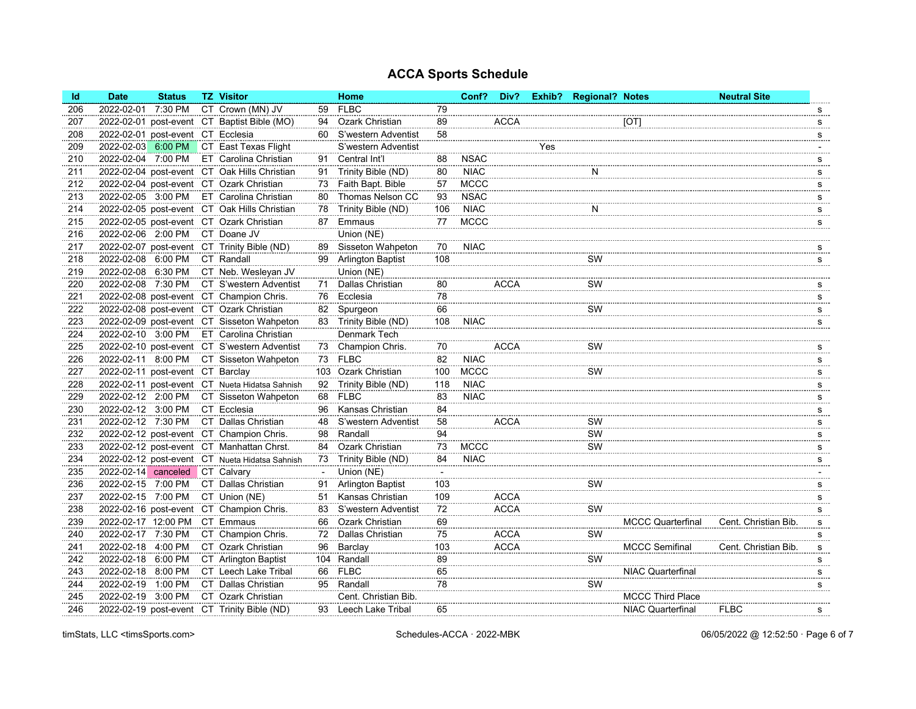# ACCA Sports Schedule

| Id | Date | Status | TZ | Visitor | | Home | | Conf? | Div? | Exhib? | Regional? | Notes | Neutral Site | |
|---|---|---|---|---|---|---|---|---|---|---|---|---|---|---|
| 206 | 2022-02-01 | 7:30 PM | CT | Crown (MN) JV | 59 | FLBC | 79 | | | | | | | s |
| 207 | 2022-02-01 | post-event | CT | Baptist Bible (MO) | 94 | Ozark Christian | 89 | | ACCA | | | [OT] | | s |
| 208 | 2022-02-01 | post-event | CT | Ecclesia | 60 | S'western Adventist | 58 | | | | | | | s |
| 209 | 2022-02-03 | 6:00 PM | CT | East Texas Flight | | S'western Adventist | | | | Yes | | | | - |
| 210 | 2022-02-04 | 7:00 PM | ET | Carolina Christian | 91 | Central Int'l | 88 | NSAC | | | | | | s |
| 211 | 2022-02-04 | post-event | CT | Oak Hills Christian | 91 | Trinity Bible (ND) | 80 | NIAC | | | N | | | s |
| 212 | 2022-02-04 | post-event | CT | Ozark Christian | 73 | Faith Bapt. Bible | 57 | MCCC | | | | | | s |
| 213 | 2022-02-05 | 3:00 PM | ET | Carolina Christian | 80 | Thomas Nelson CC | 93 | NSAC | | | | | | s |
| 214 | 2022-02-05 | post-event | CT | Oak Hills Christian | 78 | Trinity Bible (ND) | 106 | NIAC | | | N | | | s |
| 215 | 2022-02-05 | post-event | CT | Ozark Christian | 87 | Emmaus | 77 | MCCC | | | | | | s |
| 216 | 2022-02-06 | 2:00 PM | CT | Doane JV | | Union (NE) | | | | | | | | |
| 217 | 2022-02-07 | post-event | CT | Trinity Bible (ND) | 89 | Sisseton Wahpeton | 70 | NIAC | | | | | | s |
| 218 | 2022-02-08 | 6:00 PM | CT | Randall | 99 | Arlington Baptist | 108 | | | | SW | | | s |
| 219 | 2022-02-08 | 6:30 PM | CT | Neb. Wesleyan JV | | Union (NE) | | | | | | | | |
| 220 | 2022-02-08 | 7:30 PM | CT | S'western Adventist | 71 | Dallas Christian | 80 | | ACCA | | SW | | | s |
| 221 | 2022-02-08 | post-event | CT | Champion Chris. | 76 | Ecclesia | 78 | | | | | | | s |
| 222 | 2022-02-08 | post-event | CT | Ozark Christian | 82 | Spurgeon | 66 | | | | SW | | | s |
| 223 | 2022-02-09 | post-event | CT | Sisseton Wahpeton | 83 | Trinity Bible (ND) | 108 | NIAC | | | | | | s |
| 224 | 2022-02-10 | 3:00 PM | ET | Carolina Christian | | Denmark Tech | | | | | | | | |
| 225 | 2022-02-10 | post-event | CT | S'western Adventist | 73 | Champion Chris. | 70 | | ACCA | | SW | | | s |
| 226 | 2022-02-11 | 8:00 PM | CT | Sisseton Wahpeton | 73 | FLBC | 82 | NIAC | | | | | | s |
| 227 | 2022-02-11 | post-event | CT | Barclay | 103 | Ozark Christian | 100 | MCCC | | | SW | | | s |
| 228 | 2022-02-11 | post-event | CT | Nueta Hidatsa Sahnish | 92 | Trinity Bible (ND) | 118 | NIAC | | | | | | s |
| 229 | 2022-02-12 | 2:00 PM | CT | Sisseton Wahpeton | 68 | FLBC | 83 | NIAC | | | | | | s |
| 230 | 2022-02-12 | 3:00 PM | CT | Ecclesia | 96 | Kansas Christian | 84 | | | | | | | s |
| 231 | 2022-02-12 | 7:30 PM | CT | Dallas Christian | 48 | S'western Adventist | 58 | | ACCA | | SW | | | s |
| 232 | 2022-02-12 | post-event | CT | Champion Chris. | 98 | Randall | 94 | | | | SW | | | s |
| 233 | 2022-02-12 | post-event | CT | Manhattan Chrst. | 84 | Ozark Christian | 73 | MCCC | | | SW | | | s |
| 234 | 2022-02-12 | post-event | CT | Nueta Hidatsa Sahnish | 73 | Trinity Bible (ND) | 84 | NIAC | | | | | | s |
| 235 | 2022-02-14 | canceled | CT | Calvary | - | Union (NE) | - | | | | | | | - |
| 236 | 2022-02-15 | 7:00 PM | CT | Dallas Christian | 91 | Arlington Baptist | 103 | | | | SW | | | s |
| 237 | 2022-02-15 | 7:00 PM | CT | Union (NE) | 51 | Kansas Christian | 109 | | ACCA | | | | | s |
| 238 | 2022-02-16 | post-event | CT | Champion Chris. | 83 | S'western Adventist | 72 | | ACCA | | SW | | | s |
| 239 | 2022-02-17 | 12:00 PM | CT | Emmaus | 66 | Ozark Christian | 69 | | | | | MCCC Quarterfinal | Cent. Christian Bib. | s |
| 240 | 2022-02-17 | 7:30 PM | CT | Champion Chris. | 72 | Dallas Christian | 75 | | ACCA | | SW | | | s |
| 241 | 2022-02-18 | 4:00 PM | CT | Ozark Christian | 96 | Barclay | 103 | | ACCA | | | MCCC Semifinal | Cent. Christian Bib. | s |
| 242 | 2022-02-18 | 6:00 PM | CT | Arlington Baptist | 104 | Randall | 89 | | | | SW | | | s |
| 243 | 2022-02-18 | 8:00 PM | CT | Leech Lake Tribal | 66 | FLBC | 65 | | | | | NIAC Quarterfinal | | s |
| 244 | 2022-02-19 | 1:00 PM | CT | Dallas Christian | 95 | Randall | 78 | | | | SW | | | s |
| 245 | 2022-02-19 | 3:00 PM | CT | Ozark Christian | | Cent. Christian Bib. | | | | | | MCCC Third Place | | |
| 246 | 2022-02-19 | post-event | CT | Trinity Bible (ND) | 93 | Leech Lake Tribal | 65 | | | | | NIAC Quarterfinal | FLBC | s |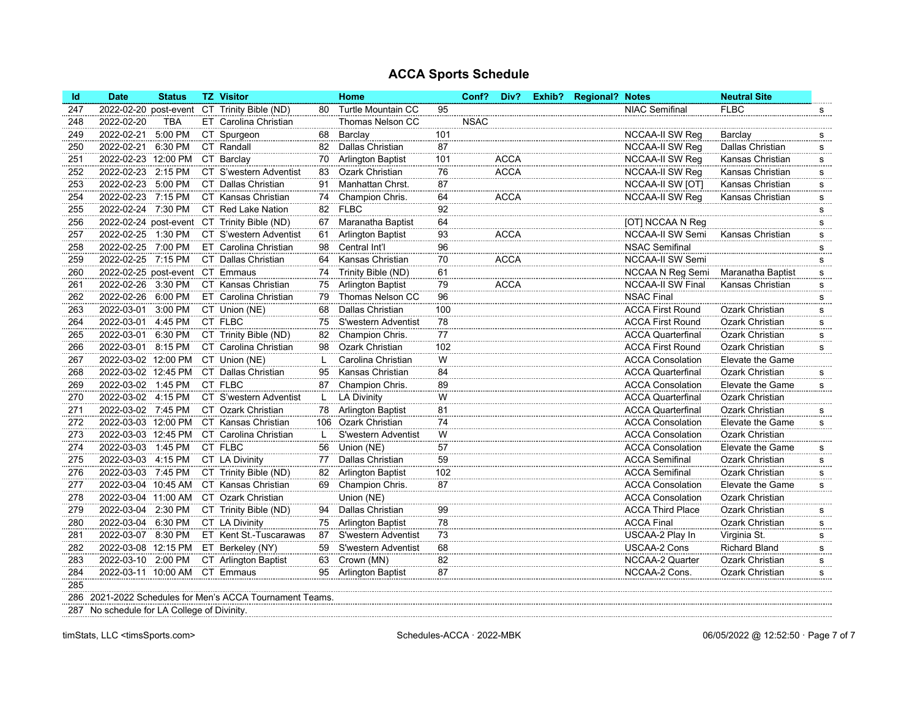# ACCA Sports Schedule

| Id | Date | Status | TZ | Visitor | | Home | | Conf? | Div? | Exhib? | Regional? | Notes | Neutral Site | |
|---|---|---|---|---|---|---|---|---|---|---|---|---|---|---|
| 247 | 2022-02-20 | post-event | CT | Trinity Bible (ND) | 80 | Turtle Mountain CC | 95 | | | | | NIAC Semifinal | FLBC | s |
| 248 | 2022-02-20 | TBA | ET | Carolina Christian | | Thomas Nelson CC | | NSAC | | | | | | |
| 249 | 2022-02-21 | 5:00 PM | CT | Spurgeon | 68 | Barclay | 101 | | | | | NCCAA-II SW Reg | Barclay | s |
| 250 | 2022-02-21 | 6:30 PM | CT | Randall | 82 | Dallas Christian | 87 | | | | | NCCAA-II SW Reg | Dallas Christian | s |
| 251 | 2022-02-23 | 12:00 PM | CT | Barclay | 70 | Arlington Baptist | 101 | | ACCA | | | NCCAA-II SW Reg | Kansas Christian | s |
| 252 | 2022-02-23 | 2:15 PM | CT | S'western Adventist | 83 | Ozark Christian | 76 | | ACCA | | | NCCAA-II SW Reg | Kansas Christian | s |
| 253 | 2022-02-23 | 5:00 PM | CT | Dallas Christian | 91 | Manhattan Chrst. | 87 | | | | | NCCAA-II SW [OT] | Kansas Christian | s |
| 254 | 2022-02-23 | 7:15 PM | CT | Kansas Christian | 74 | Champion Chris. | 64 | | ACCA | | | NCCAA-II SW Reg | Kansas Christian | s |
| 255 | 2022-02-24 | 7:30 PM | CT | Red Lake Nation | 82 | FLBC | 92 | | | | | | | s |
| 256 | 2022-02-24 | post-event | CT | Trinity Bible (ND) | 67 | Maranatha Baptist | 64 | | | | | [OT] NCCAA N Reg | | s |
| 257 | 2022-02-25 | 1:30 PM | CT | S'western Adventist | 61 | Arlington Baptist | 93 | | ACCA | | | NCCAA-II SW Semi | Kansas Christian | s |
| 258 | 2022-02-25 | 7:00 PM | ET | Carolina Christian | 98 | Central Int'l | 96 | | | | | NSAC Semifinal | | s |
| 259 | 2022-02-25 | 7:15 PM | CT | Dallas Christian | 64 | Kansas Christian | 70 | | ACCA | | | NCCAA-II SW Semi | | s |
| 260 | 2022-02-25 | post-event | CT | Emmaus | 74 | Trinity Bible (ND) | 61 | | | | | NCCAA N Reg Semi | Maranatha Baptist | s |
| 261 | 2022-02-26 | 3:30 PM | CT | Kansas Christian | 75 | Arlington Baptist | 79 | | ACCA | | | NCCAA-II SW Final | Kansas Christian | s |
| 262 | 2022-02-26 | 6:00 PM | ET | Carolina Christian | 79 | Thomas Nelson CC | 96 | | | | | NSAC Final | | s |
| 263 | 2022-03-01 | 3:00 PM | CT | Union (NE) | 68 | Dallas Christian | 100 | | | | | ACCA First Round | Ozark Christian | s |
| 264 | 2022-03-01 | 4:45 PM | CT | FLBC | 75 | S'western Adventist | 78 | | | | | ACCA First Round | Ozark Christian | s |
| 265 | 2022-03-01 | 6:30 PM | CT | Trinity Bible (ND) | 82 | Champion Chris. | 77 | | | | | ACCA Quarterfinal | Ozark Christian | s |
| 266 | 2022-03-01 | 8:15 PM | CT | Carolina Christian | 98 | Ozark Christian | 102 | | | | | ACCA First Round | Ozark Christian | s |
| 267 | 2022-03-02 | 12:00 PM | CT | Union (NE) | L | Carolina Christian | W | | | | | ACCA Consolation | Elevate the Game | |
| 268 | 2022-03-02 | 12:45 PM | CT | Dallas Christian | 95 | Kansas Christian | 84 | | | | | ACCA Quarterfinal | Ozark Christian | s |
| 269 | 2022-03-02 | 1:45 PM | CT | FLBC | 87 | Champion Chris. | 89 | | | | | ACCA Consolation | Elevate the Game | s |
| 270 | 2022-03-02 | 4:15 PM | CT | S'western Adventist | L | LA Divinity | W | | | | | ACCA Quarterfinal | Ozark Christian | |
| 271 | 2022-03-02 | 7:45 PM | CT | Ozark Christian | 78 | Arlington Baptist | 81 | | | | | ACCA Quarterfinal | Ozark Christian | s |
| 272 | 2022-03-03 | 12:00 PM | CT | Kansas Christian | 106 | Ozark Christian | 74 | | | | | ACCA Consolation | Elevate the Game | s |
| 273 | 2022-03-03 | 12:45 PM | CT | Carolina Christian | L | S'western Adventist | W | | | | | ACCA Consolation | Ozark Christian | |
| 274 | 2022-03-03 | 1:45 PM | CT | FLBC | 56 | Union (NE) | 57 | | | | | ACCA Consolation | Elevate the Game | s |
| 275 | 2022-03-03 | 4:15 PM | CT | LA Divinity | 77 | Dallas Christian | 59 | | | | | ACCA Semifinal | Ozark Christian | s |
| 276 | 2022-03-03 | 7:45 PM | CT | Trinity Bible (ND) | 82 | Arlington Baptist | 102 | | | | | ACCA Semifinal | Ozark Christian | s |
| 277 | 2022-03-04 | 10:45 AM | CT | Kansas Christian | 69 | Champion Chris. | 87 | | | | | ACCA Consolation | Elevate the Game | s |
| 278 | 2022-03-04 | 11:00 AM | CT | Ozark Christian | | Union (NE) | | | | | | ACCA Consolation | Ozark Christian | |
| 279 | 2022-03-04 | 2:30 PM | CT | Trinity Bible (ND) | 94 | Dallas Christian | 99 | | | | | ACCA Third Place | Ozark Christian | s |
| 280 | 2022-03-04 | 6:30 PM | CT | LA Divinity | 75 | Arlington Baptist | 78 | | | | | ACCA Final | Ozark Christian | s |
| 281 | 2022-03-07 | 8:30 PM | ET | Kent St.-Tuscarawas | 87 | S'western Adventist | 73 | | | | | USCAA-2 Play In | Virginia St. | s |
| 282 | 2022-03-08 | 12:15 PM | ET | Berkeley (NY) | 59 | S'western Adventist | 68 | | | | | USCAA-2 Cons | Richard Bland | s |
| 283 | 2022-03-10 | 2:00 PM | CT | Arlington Baptist | 63 | Crown (MN) | 82 | | | | | NCCAA-2 Quarter | Ozark Christian | s |
| 284 | 2022-03-11 | 10:00 AM | CT | Emmaus | 95 | Arlington Baptist | 87 | | | | | NCCAA-2 Cons. | Ozark Christian | s |
| 285 | | | | | | | | | | | | | | |
| 286 | 2021-2022 Schedules for Men's ACCA Tournament Teams. | | | | | | | | | | | | | |
| 287 | No schedule for LA College of Divinity. | | | | | | | | | | | | | |